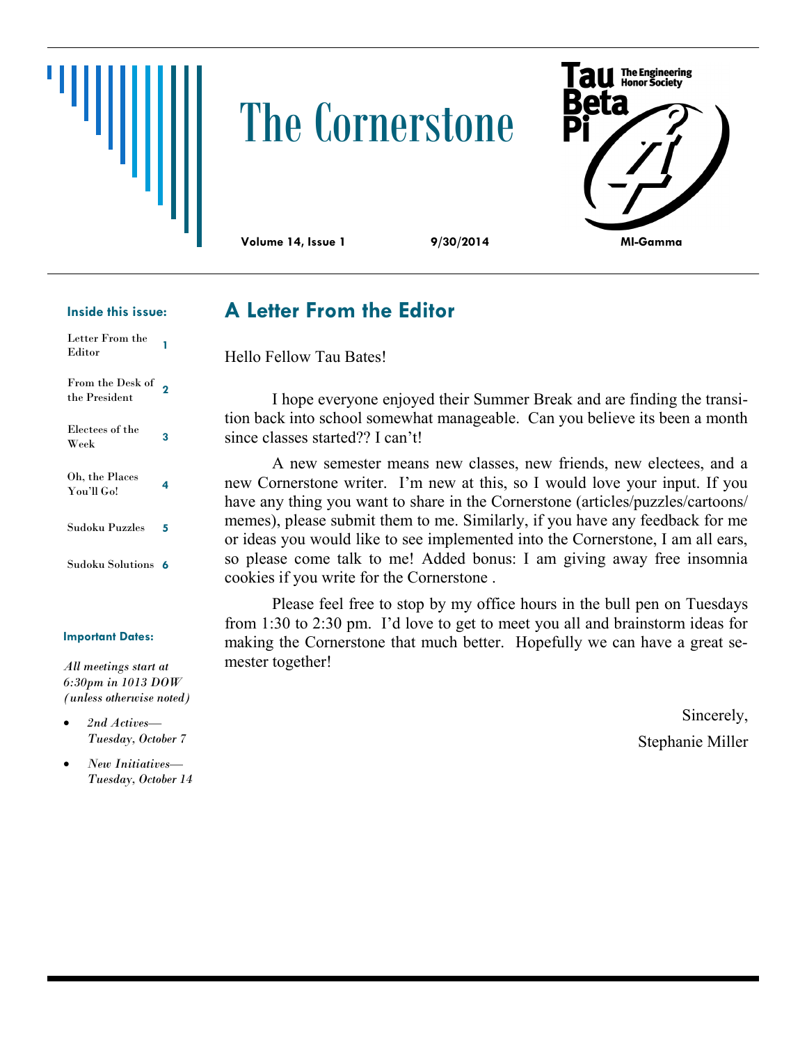# The Cornerstone

**Volume 14, Issue 1** **9/30/2014** **MI-Gamma**

Tau Beta Pi — The Engineering Honor Society

**Inside this issue:**

| | |
|---|---|
| Letter From the Editor | 1 |
| From the Desk of the President | 2 |
| Electees of the Week | 3 |
| Oh, the Places You'll Go! | 4 |
| Sudoku Puzzles | 5 |
| Sudoku Solutions | 6 |

**Important Dates:**

*All meetings start at 6:30pm in 1013 DOW (unless otherwise noted)*

- *2nd Actives—Tuesday, October 7*
- *New Initiatives—Tuesday, October 14*

## A Letter From the Editor

Hello Fellow Tau Bates!

I hope everyone enjoyed their Summer Break and are finding the transition back into school somewhat manageable. Can you believe its been a month since classes started?? I can't!

A new semester means new classes, new friends, new electees, and a new Cornerstone writer. I'm new at this, so I would love your input. If you have any thing you want to share in the Cornerstone (articles/puzzles/cartoons/memes), please submit them to me. Similarly, if you have any feedback for me or ideas you would like to see implemented into the Cornerstone, I am all ears, so please come talk to me! Added bonus: I am giving away free insomnia cookies if you write for the Cornerstone .

Please feel free to stop by my office hours in the bull pen on Tuesdays from 1:30 to 2:30 pm. I'd love to get to meet you all and brainstorm ideas for making the Cornerstone that much better. Hopefully we can have a great semester together!

Sincerely,

Stephanie Miller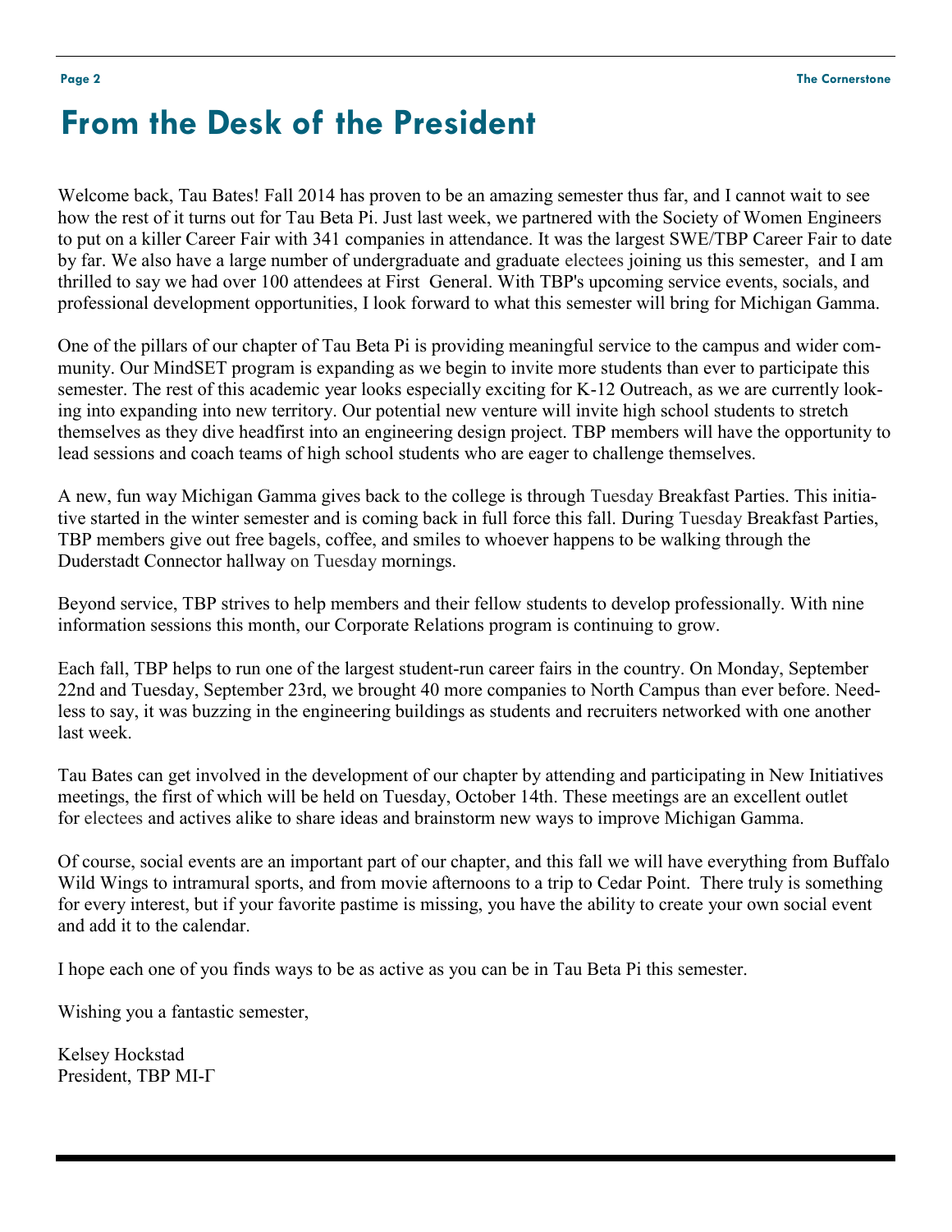# From the Desk of the President

Welcome back, Tau Bates! Fall 2014 has proven to be an amazing semester thus far, and I cannot wait to see how the rest of it turns out for Tau Beta Pi. Just last week, we partnered with the Society of Women Engineers to put on a killer Career Fair with 341 companies in attendance. It was the largest SWE/TBP Career Fair to date by far. We also have a large number of undergraduate and graduate electees joining us this semester, and I am thrilled to say we had over 100 attendees at First General. With TBP's upcoming service events, socials, and professional development opportunities, I look forward to what this semester will bring for Michigan Gamma.

One of the pillars of our chapter of Tau Beta Pi is providing meaningful service to the campus and wider community. Our MindSET program is expanding as we begin to invite more students than ever to participate this semester. The rest of this academic year looks especially exciting for K-12 Outreach, as we are currently looking into expanding into new territory. Our potential new venture will invite high school students to stretch themselves as they dive headfirst into an engineering design project. TBP members will have the opportunity to lead sessions and coach teams of high school students who are eager to challenge themselves.

A new, fun way Michigan Gamma gives back to the college is through Tuesday Breakfast Parties. This initiative started in the winter semester and is coming back in full force this fall. During Tuesday Breakfast Parties, TBP members give out free bagels, coffee, and smiles to whoever happens to be walking through the Duderstadt Connector hallway on Tuesday mornings.

Beyond service, TBP strives to help members and their fellow students to develop professionally. With nine information sessions this month, our Corporate Relations program is continuing to grow.

Each fall, TBP helps to run one of the largest student-run career fairs in the country. On Monday, September 22nd and Tuesday, September 23rd, we brought 40 more companies to North Campus than ever before. Needless to say, it was buzzing in the engineering buildings as students and recruiters networked with one another last week.

Tau Bates can get involved in the development of our chapter by attending and participating in New Initiatives meetings, the first of which will be held on Tuesday, October 14th. These meetings are an excellent outlet for electees and actives alike to share ideas and brainstorm new ways to improve Michigan Gamma.

Of course, social events are an important part of our chapter, and this fall we will have everything from Buffalo Wild Wings to intramural sports, and from movie afternoons to a trip to Cedar Point. There truly is something for every interest, but if your favorite pastime is missing, you have the ability to create your own social event and add it to the calendar.

I hope each one of you finds ways to be as active as you can be in Tau Beta Pi this semester.

Wishing you a fantastic semester,

Kelsey Hockstad
President, TBP MI-Γ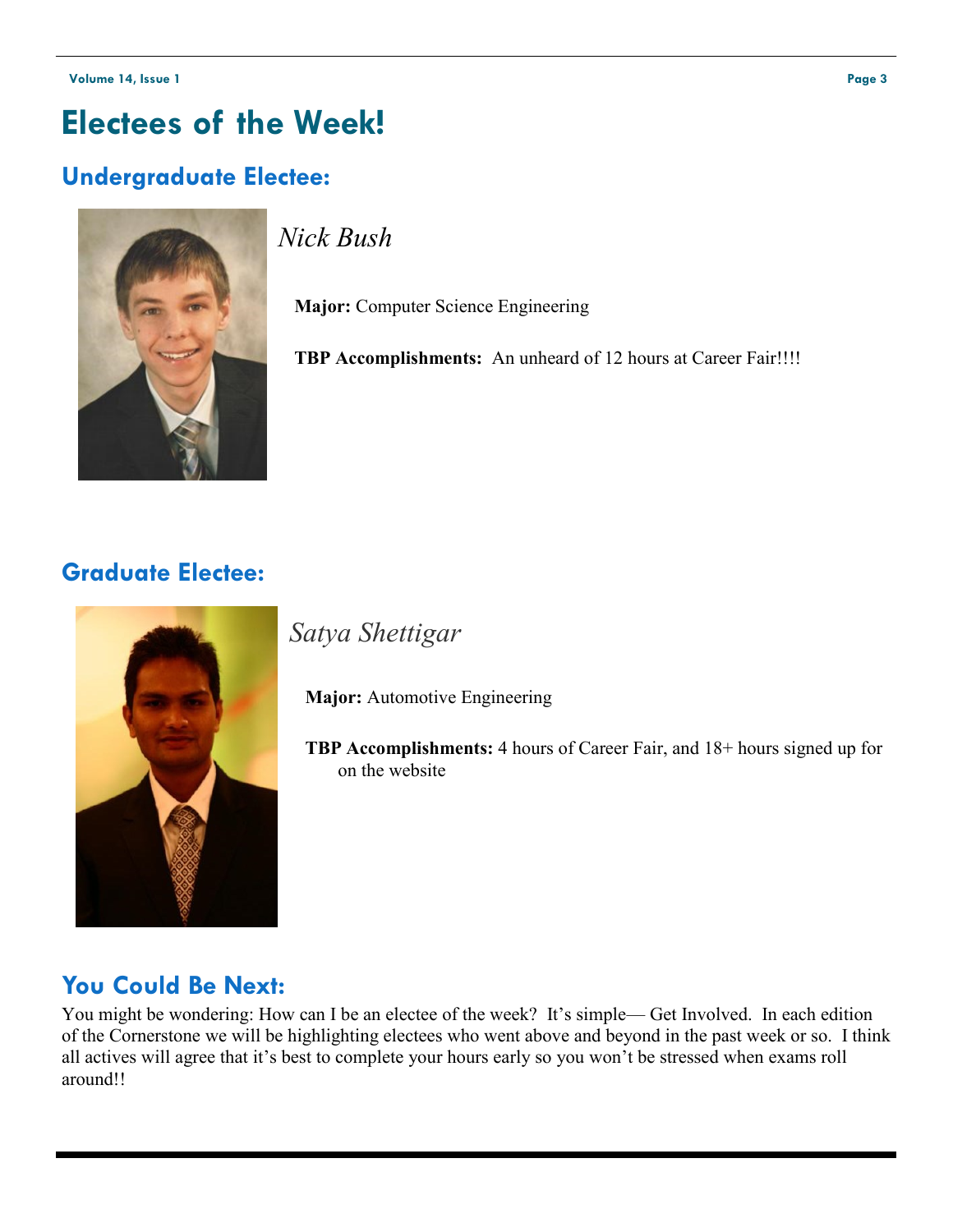# Electees of the Week!

## Undergraduate Electee:

*Nick Bush*

**Major:** Computer Science Engineering

**TBP Accomplishments:** An unheard of 12 hours at Career Fair!!!!

## Graduate Electee:

*Satya Shettigar*

**Major:** Automotive Engineering

**TBP Accomplishments:** 4 hours of Career Fair, and 18+ hours signed up for on the website

## You Could Be Next:

You might be wondering: How can I be an electee of the week? It's simple— Get Involved. In each edition of the Cornerstone we will be highlighting electees who went above and beyond in the past week or so. I think all actives will agree that it's best to complete your hours early so you won't be stressed when exams roll around!!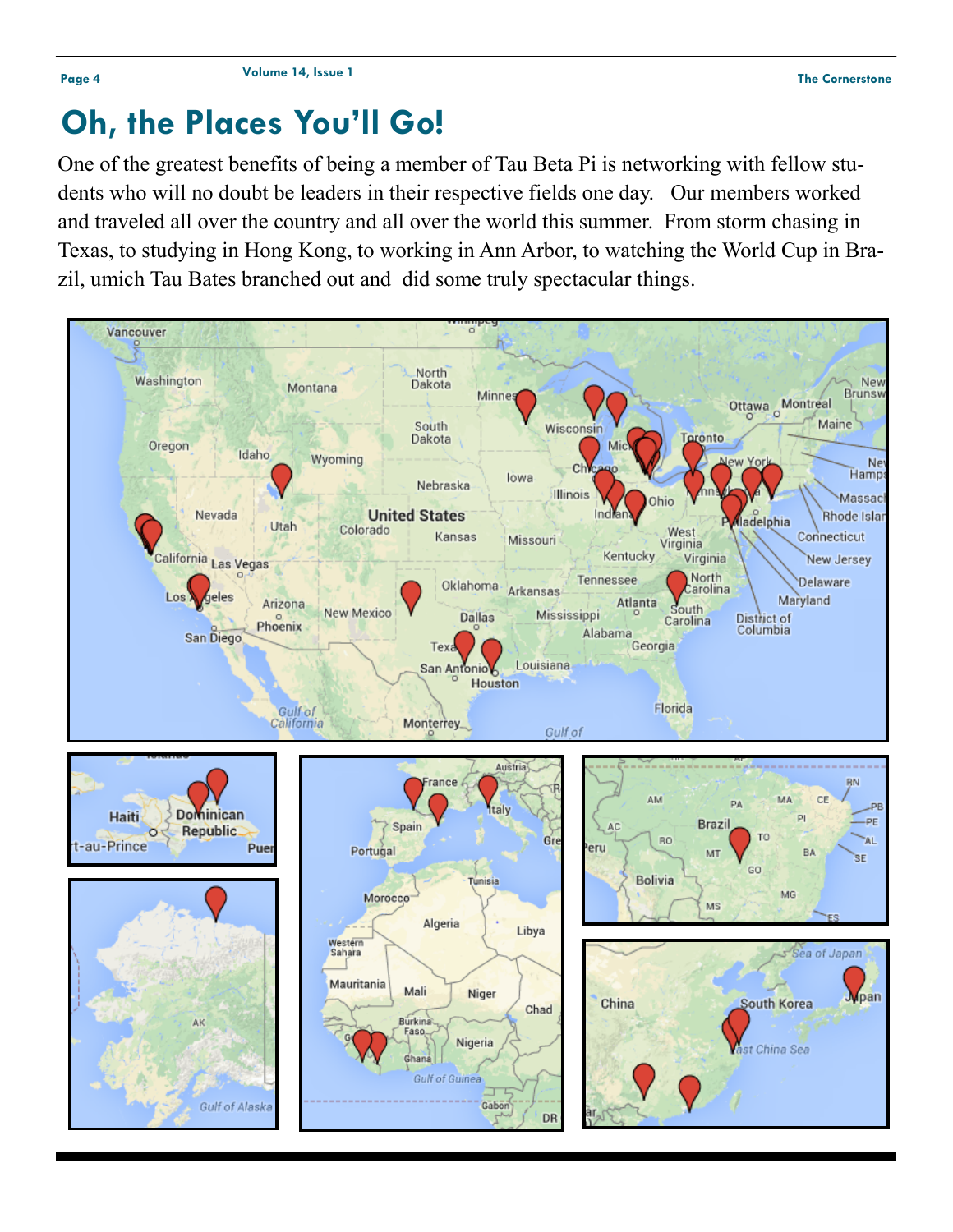# Oh, the Places You'll Go!

One of the greatest benefits of being a member of Tau Beta Pi is networking with fellow students who will no doubt be leaders in their respective fields one day. Our members worked and traveled all over the country and all over the world this summer. From storm chasing in Texas, to studying in Hong Kong, to working in Ann Arbor, to watching the World Cup in Brazil, umich Tau Bates branched out and did some truly spectacular things.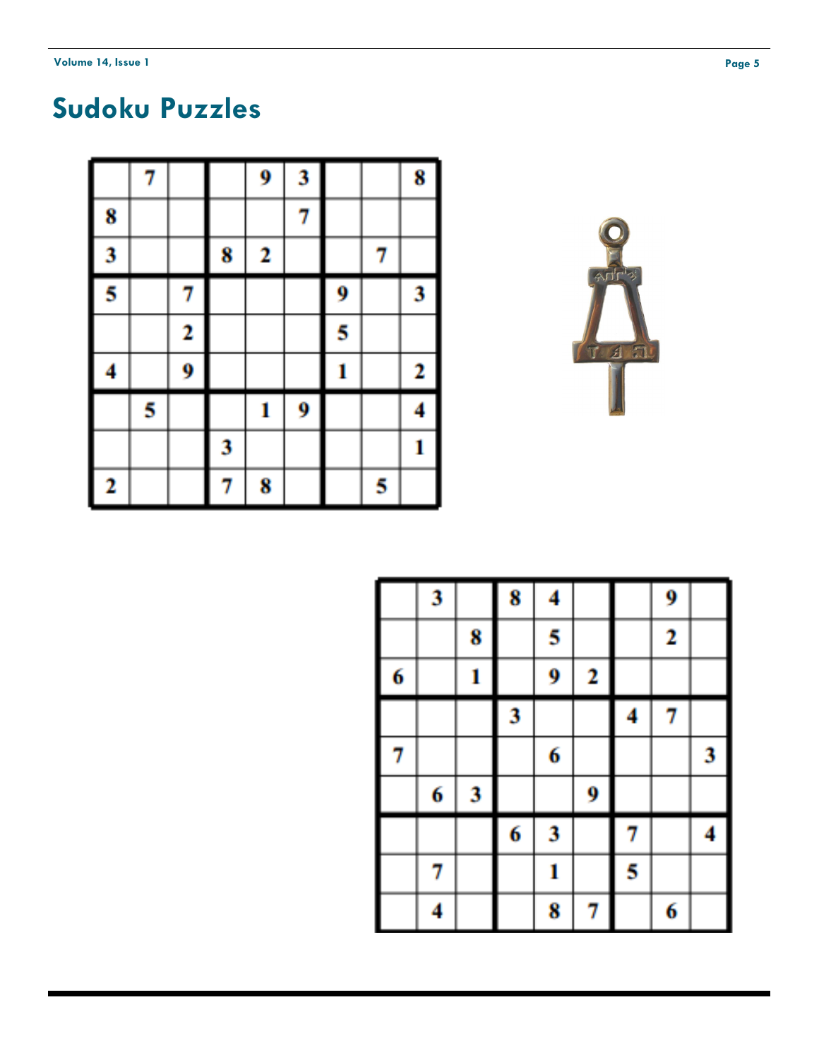# Sudoku Puzzles

|   |   |   |   |   |   |   |   |   |
|---|---|---|---|---|---|---|---|---|
|   | 7 |   |   | 9 | 3 |   |   | 8 |
| 8 |   |   |   |   | 7 |   |   |   |
| 3 |   |   | 8 | 2 |   |   | 7 |   |
| 5 |   | 7 |   |   |   | 9 |   | 3 |
|   |   | 2 |   |   |   | 5 |   |   |
| 4 |   | 9 |   |   |   | 1 |   | 2 |
|   | 5 |   |   | 1 | 9 |   |   | 4 |
|   |   |   | 3 |   |   |   |   | 1 |
| 2 |   |   | 7 | 8 |   |   | 5 |   |

|   |   |   |   |   |   |   |   |   |
|---|---|---|---|---|---|---|---|---|
|   | 3 |   | 8 | 4 |   |   | 9 |   |
|   |   | 8 |   | 5 |   |   | 2 |   |
| 6 |   | 1 |   | 9 | 2 |   |   |   |
|   |   |   | 3 |   |   | 4 | 7 |   |
| 7 |   |   |   | 6 |   |   |   | 3 |
|   | 6 | 3 |   |   | 9 |   |   |   |
|   |   |   | 6 | 3 |   | 7 |   | 4 |
|   | 7 |   |   | 1 |   | 5 |   |   |
|   | 4 |   |   | 8 | 7 |   | 6 |   |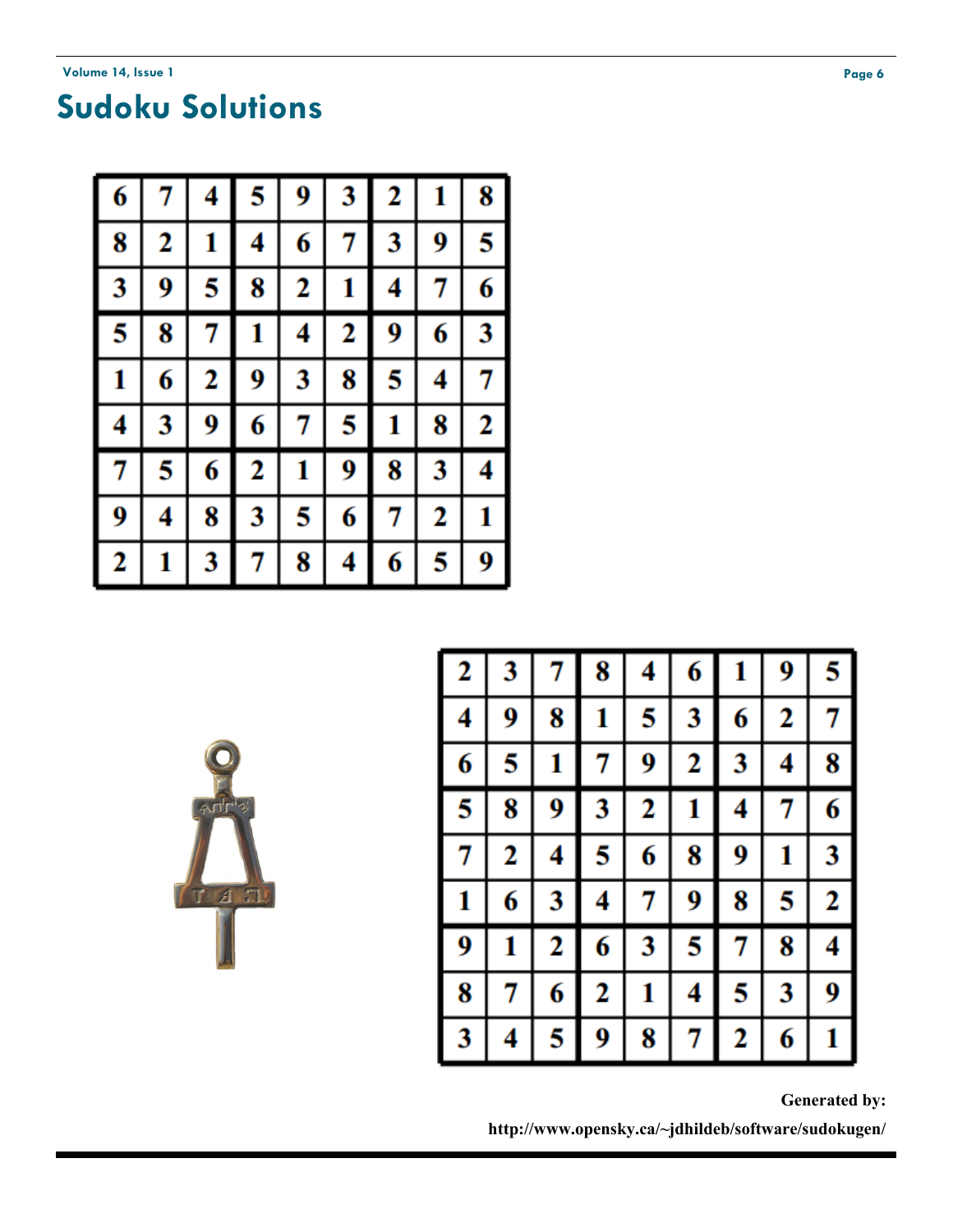# Sudoku Solutions

| | | | | | | | | |
|---|---|---|---|---|---|---|---|---|
| 6 | 7 | 4 | 5 | 9 | 3 | 2 | 1 | 8 |
| 8 | 2 | 1 | 4 | 6 | 7 | 3 | 9 | 5 |
| 3 | 9 | 5 | 8 | 2 | 1 | 4 | 7 | 6 |
| 5 | 8 | 7 | 1 | 4 | 2 | 9 | 6 | 3 |
| 1 | 6 | 2 | 9 | 3 | 8 | 5 | 4 | 7 |
| 4 | 3 | 9 | 6 | 7 | 5 | 1 | 8 | 2 |
| 7 | 5 | 6 | 2 | 1 | 9 | 8 | 3 | 4 |
| 9 | 4 | 8 | 3 | 5 | 6 | 7 | 2 | 1 |
| 2 | 1 | 3 | 7 | 8 | 4 | 6 | 5 | 9 |

| | | | | | | | | |
|---|---|---|---|---|---|---|---|---|
| 2 | 3 | 7 | 8 | 4 | 6 | 1 | 9 | 5 |
| 4 | 9 | 8 | 1 | 5 | 3 | 6 | 2 | 7 |
| 6 | 5 | 1 | 7 | 9 | 2 | 3 | 4 | 8 |
| 5 | 8 | 9 | 3 | 2 | 1 | 4 | 7 | 6 |
| 7 | 2 | 4 | 5 | 6 | 8 | 9 | 1 | 3 |
| 1 | 6 | 3 | 4 | 7 | 9 | 8 | 5 | 2 |
| 9 | 1 | 2 | 6 | 3 | 5 | 7 | 8 | 4 |
| 8 | 7 | 6 | 2 | 1 | 4 | 5 | 3 | 9 |
| 3 | 4 | 5 | 9 | 8 | 7 | 2 | 6 | 1 |

**Generated by:**

**http://www.opensky.ca/~jdhildeb/software/sudokugen/**